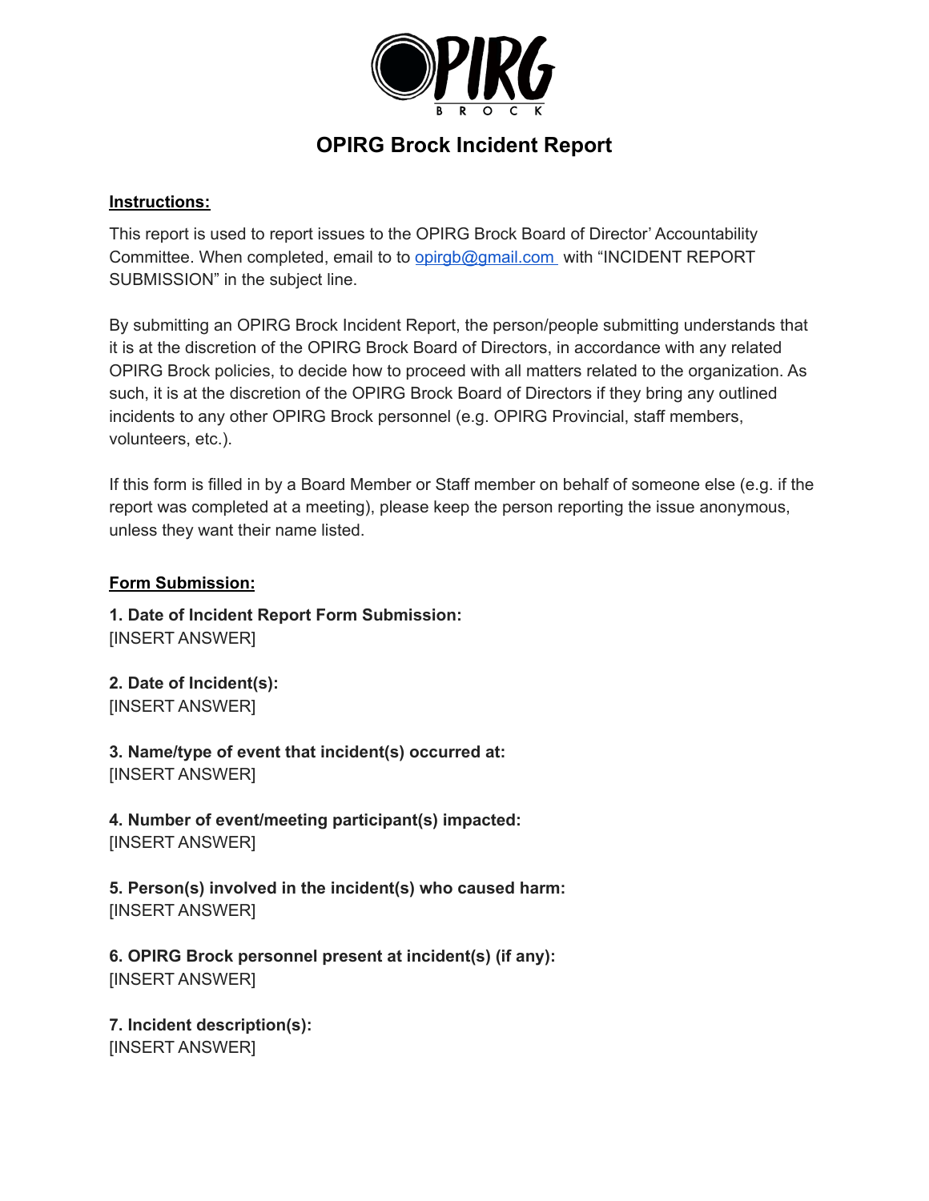# OPIRG Brock Incident Report

**Instructions:**

This report is used to report issues to the OPIRG Brock Board of Director' Accountability Committee. When completed, email to to [opirgb@gmail.com](mailto:opirgb@gmail.com) with "INCIDENT REPORT SUBMISSION" in the subject line.

By submitting an OPIRG Brock Incident Report, the person/people submitting understands that it is at the discretion of the OPIRG Brock Board of Directors, in accordance with any related OPIRG Brock policies, to decide how to proceed with all matters related to the organization. As such, it is at the discretion of the OPIRG Brock Board of Directors if they bring any outlined incidents to any other OPIRG Brock personnel (e.g. OPIRG Provincial, staff members, volunteers, etc.).

If this form is filled in by a Board Member or Staff member on behalf of someone else (e.g. if the report was completed at a meeting), please keep the person reporting the issue anonymous, unless they want their name listed.

**Form Submission:**

**1. Date of Incident Report Form Submission:**
[INSERT ANSWER]

**2. Date of Incident(s):**
[INSERT ANSWER]

**3. Name/type of event that incident(s) occurred at:**
[INSERT ANSWER]

**4. Number of event/meeting participant(s) impacted:**
[INSERT ANSWER]

**5. Person(s) involved in the incident(s) who caused harm:**
[INSERT ANSWER]

**6. OPIRG Brock personnel present at incident(s) (if any):**
[INSERT ANSWER]

**7. Incident description(s):**
[INSERT ANSWER]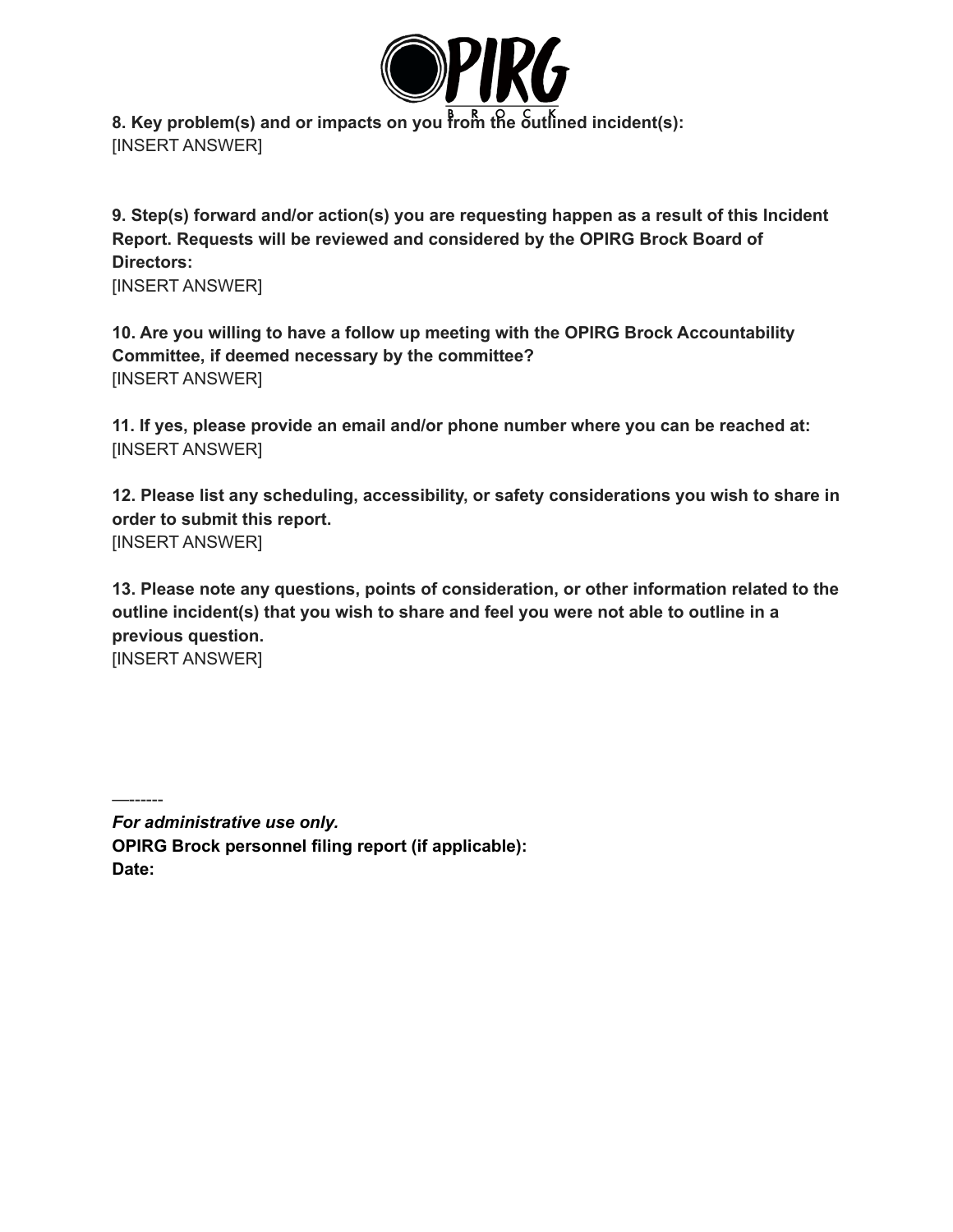**8. Key problem(s) and or impacts on you from the outlined incident(s):**
[INSERT ANSWER]

**9. Step(s) forward and/or action(s) you are requesting happen as a result of this Incident Report. Requests will be reviewed and considered by the OPIRG Brock Board of Directors:**
[INSERT ANSWER]

**10. Are you willing to have a follow up meeting with the OPIRG Brock Accountability Committee, if deemed necessary by the committee?**
[INSERT ANSWER]

**11. If yes, please provide an email and/or phone number where you can be reached at:**
[INSERT ANSWER]

**12. Please list any scheduling, accessibility, or safety considerations you wish to share in order to submit this report.**
[INSERT ANSWER]

**13. Please note any questions, points of consideration, or other information related to the outline incident(s) that you wish to share and feel you were not able to outline in a previous question.**
[INSERT ANSWER]

—-------

***For administrative use only.***

**OPIRG Brock personnel filing report (if applicable):**

**Date:**